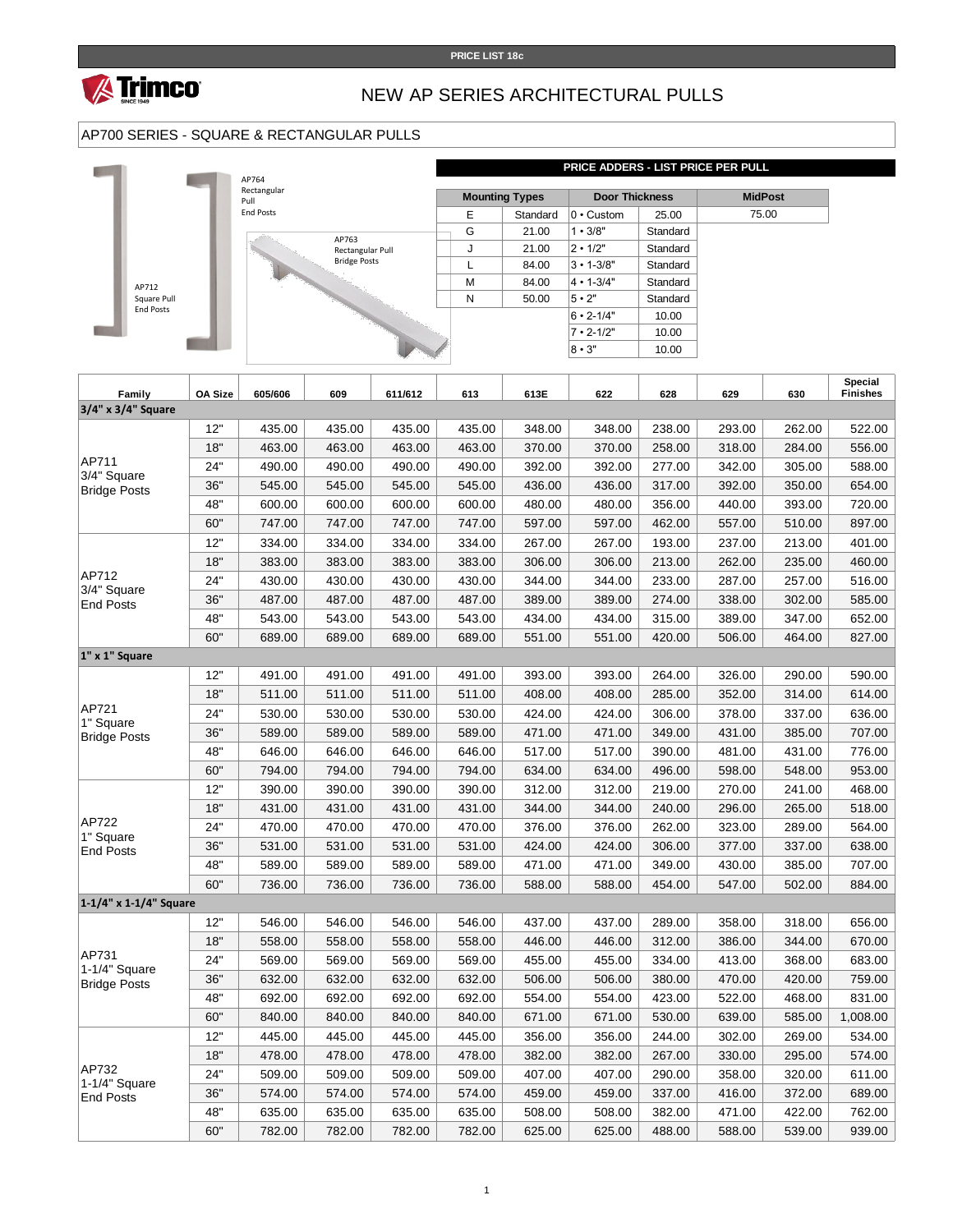PRICE LIST 18c

# NEW AP SERIES ARCHITECTURAL PULLS

## AP700 SERIES - SQUARE & RECTANGULAR PULLS

AP712 Square Pull End Posts

AP764 Rectangular Pull End Posts

AP763 Rectangular Pull Bridge Posts

**PRICE ADDERS - LIST PRICE PER PULL**

| Mounting Types | | Door Thickness | | MidPost |
|---|---|---|---|---|
| E | Standard | 0 • Custom | 25.00 | 75.00 |
| G | 21.00 | 1 • 3/8" | Standard | |
| J | 21.00 | 2 • 1/2" | Standard | |
| L | 84.00 | 3 • 1-3/8" | Standard | |
| M | 84.00 | 4 • 1-3/4" | Standard | |
| N | 50.00 | 5 • 2" | Standard | |
| | | 6 • 2-1/4" | 10.00 | |
| | | 7 • 2-1/2" | 10.00 | |
| | | 8 • 3" | 10.00 | |

| Family | OA Size | 605/606 | 609 | 611/612 | 613 | 613E | 622 | 628 | 629 | 630 | Special Finishes |
|---|---|---|---|---|---|---|---|---|---|---|---|
| **3/4" x 3/4" Square** | | | | | | | | | | | |
| AP711 3/4" Square Bridge Posts | 12" | 435.00 | 435.00 | 435.00 | 435.00 | 348.00 | 348.00 | 238.00 | 293.00 | 262.00 | 522.00 |
| | 18" | 463.00 | 463.00 | 463.00 | 463.00 | 370.00 | 370.00 | 258.00 | 318.00 | 284.00 | 556.00 |
| | 24" | 490.00 | 490.00 | 490.00 | 490.00 | 392.00 | 392.00 | 277.00 | 342.00 | 305.00 | 588.00 |
| | 36" | 545.00 | 545.00 | 545.00 | 545.00 | 436.00 | 436.00 | 317.00 | 392.00 | 350.00 | 654.00 |
| | 48" | 600.00 | 600.00 | 600.00 | 600.00 | 480.00 | 480.00 | 356.00 | 440.00 | 393.00 | 720.00 |
| | 60" | 747.00 | 747.00 | 747.00 | 747.00 | 597.00 | 597.00 | 462.00 | 557.00 | 510.00 | 897.00 |
| AP712 3/4" Square End Posts | 12" | 334.00 | 334.00 | 334.00 | 334.00 | 267.00 | 267.00 | 193.00 | 237.00 | 213.00 | 401.00 |
| | 18" | 383.00 | 383.00 | 383.00 | 383.00 | 306.00 | 306.00 | 213.00 | 262.00 | 235.00 | 460.00 |
| | 24" | 430.00 | 430.00 | 430.00 | 430.00 | 344.00 | 344.00 | 233.00 | 287.00 | 257.00 | 516.00 |
| | 36" | 487.00 | 487.00 | 487.00 | 487.00 | 389.00 | 389.00 | 274.00 | 338.00 | 302.00 | 585.00 |
| | 48" | 543.00 | 543.00 | 543.00 | 543.00 | 434.00 | 434.00 | 315.00 | 389.00 | 347.00 | 652.00 |
| | 60" | 689.00 | 689.00 | 689.00 | 689.00 | 551.00 | 551.00 | 420.00 | 506.00 | 464.00 | 827.00 |
| **1" x 1" Square** | | | | | | | | | | | |
| AP721 1" Square Bridge Posts | 12" | 491.00 | 491.00 | 491.00 | 491.00 | 393.00 | 393.00 | 264.00 | 326.00 | 290.00 | 590.00 |
| | 18" | 511.00 | 511.00 | 511.00 | 511.00 | 408.00 | 408.00 | 285.00 | 352.00 | 314.00 | 614.00 |
| | 24" | 530.00 | 530.00 | 530.00 | 530.00 | 424.00 | 424.00 | 306.00 | 378.00 | 337.00 | 636.00 |
| | 36" | 589.00 | 589.00 | 589.00 | 589.00 | 471.00 | 471.00 | 349.00 | 431.00 | 385.00 | 707.00 |
| | 48" | 646.00 | 646.00 | 646.00 | 646.00 | 517.00 | 517.00 | 390.00 | 481.00 | 431.00 | 776.00 |
| | 60" | 794.00 | 794.00 | 794.00 | 794.00 | 634.00 | 634.00 | 496.00 | 598.00 | 548.00 | 953.00 |
| AP722 1" Square End Posts | 12" | 390.00 | 390.00 | 390.00 | 390.00 | 312.00 | 312.00 | 219.00 | 270.00 | 241.00 | 468.00 |
| | 18" | 431.00 | 431.00 | 431.00 | 431.00 | 344.00 | 344.00 | 240.00 | 296.00 | 265.00 | 518.00 |
| | 24" | 470.00 | 470.00 | 470.00 | 470.00 | 376.00 | 376.00 | 262.00 | 323.00 | 289.00 | 564.00 |
| | 36" | 531.00 | 531.00 | 531.00 | 531.00 | 424.00 | 424.00 | 306.00 | 377.00 | 337.00 | 638.00 |
| | 48" | 589.00 | 589.00 | 589.00 | 589.00 | 471.00 | 471.00 | 349.00 | 430.00 | 385.00 | 707.00 |
| | 60" | 736.00 | 736.00 | 736.00 | 736.00 | 588.00 | 588.00 | 454.00 | 547.00 | 502.00 | 884.00 |
| **1-1/4" x 1-1/4" Square** | | | | | | | | | | | |
| AP731 1-1/4" Square Bridge Posts | 12" | 546.00 | 546.00 | 546.00 | 546.00 | 437.00 | 437.00 | 289.00 | 358.00 | 318.00 | 656.00 |
| | 18" | 558.00 | 558.00 | 558.00 | 558.00 | 446.00 | 446.00 | 312.00 | 386.00 | 344.00 | 670.00 |
| | 24" | 569.00 | 569.00 | 569.00 | 569.00 | 455.00 | 455.00 | 334.00 | 413.00 | 368.00 | 683.00 |
| | 36" | 632.00 | 632.00 | 632.00 | 632.00 | 506.00 | 506.00 | 380.00 | 470.00 | 420.00 | 759.00 |
| | 48" | 692.00 | 692.00 | 692.00 | 692.00 | 554.00 | 554.00 | 423.00 | 522.00 | 468.00 | 831.00 |
| | 60" | 840.00 | 840.00 | 840.00 | 840.00 | 671.00 | 671.00 | 530.00 | 639.00 | 585.00 | 1,008.00 |
| AP732 1-1/4" Square End Posts | 12" | 445.00 | 445.00 | 445.00 | 445.00 | 356.00 | 356.00 | 244.00 | 302.00 | 269.00 | 534.00 |
| | 18" | 478.00 | 478.00 | 478.00 | 478.00 | 382.00 | 382.00 | 267.00 | 330.00 | 295.00 | 574.00 |
| | 24" | 509.00 | 509.00 | 509.00 | 509.00 | 407.00 | 407.00 | 290.00 | 358.00 | 320.00 | 611.00 |
| | 36" | 574.00 | 574.00 | 574.00 | 574.00 | 459.00 | 459.00 | 337.00 | 416.00 | 372.00 | 689.00 |
| | 48" | 635.00 | 635.00 | 635.00 | 635.00 | 508.00 | 508.00 | 382.00 | 471.00 | 422.00 | 762.00 |
| | 60" | 782.00 | 782.00 | 782.00 | 782.00 | 625.00 | 625.00 | 488.00 | 588.00 | 539.00 | 939.00 |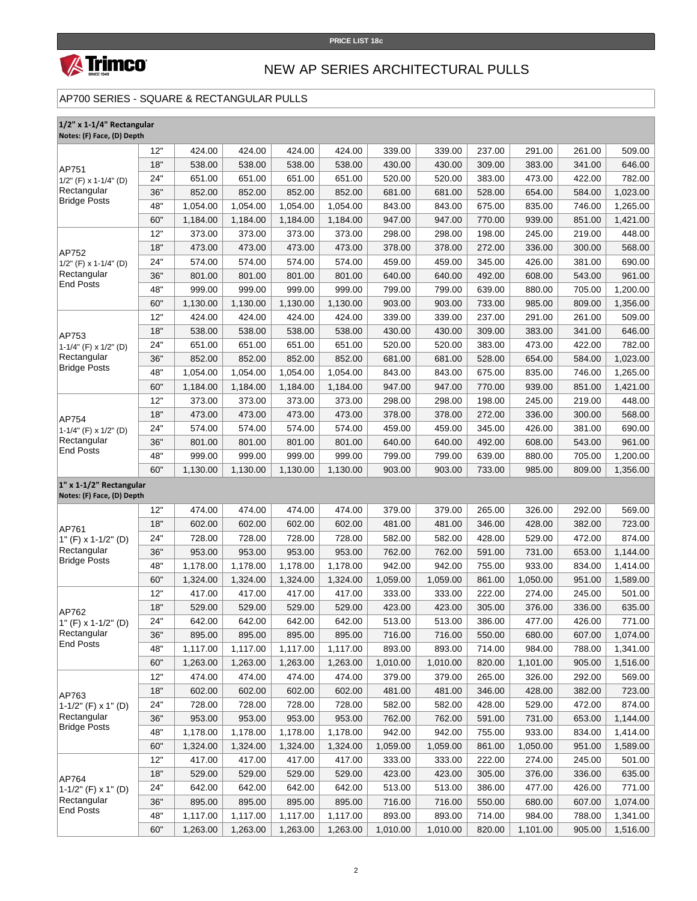PRICE LIST 18c

# NEW AP SERIES ARCHITECTURAL PULLS

## AP700 SERIES - SQUARE & RECTANGULAR PULLS

### 1/2" x 1-1/4" Rectangular
**Notes: (F) Face, (D) Depth**

| Model | Size | | | | | | | | | | |
|---|---|---|---|---|---|---|---|---|---|---|---|
| AP751 1/2" (F) x 1-1/4" (D) Rectangular Bridge Posts | 12" | 424.00 | 424.00 | 424.00 | 424.00 | 339.00 | 339.00 | 237.00 | 291.00 | 261.00 | 509.00 |
| | 18" | 538.00 | 538.00 | 538.00 | 538.00 | 430.00 | 430.00 | 309.00 | 383.00 | 341.00 | 646.00 |
| | 24" | 651.00 | 651.00 | 651.00 | 651.00 | 520.00 | 520.00 | 383.00 | 473.00 | 422.00 | 782.00 |
| | 36" | 852.00 | 852.00 | 852.00 | 852.00 | 681.00 | 681.00 | 528.00 | 654.00 | 584.00 | 1,023.00 |
| | 48" | 1,054.00 | 1,054.00 | 1,054.00 | 1,054.00 | 843.00 | 843.00 | 675.00 | 835.00 | 746.00 | 1,265.00 |
| | 60" | 1,184.00 | 1,184.00 | 1,184.00 | 1,184.00 | 947.00 | 947.00 | 770.00 | 939.00 | 851.00 | 1,421.00 |
| AP752 1/2" (F) x 1-1/4" (D) Rectangular End Posts | 12" | 373.00 | 373.00 | 373.00 | 373.00 | 298.00 | 298.00 | 198.00 | 245.00 | 219.00 | 448.00 |
| | 18" | 473.00 | 473.00 | 473.00 | 473.00 | 378.00 | 378.00 | 272.00 | 336.00 | 300.00 | 568.00 |
| | 24" | 574.00 | 574.00 | 574.00 | 574.00 | 459.00 | 459.00 | 345.00 | 426.00 | 381.00 | 690.00 |
| | 36" | 801.00 | 801.00 | 801.00 | 801.00 | 640.00 | 640.00 | 492.00 | 608.00 | 543.00 | 961.00 |
| | 48" | 999.00 | 999.00 | 999.00 | 999.00 | 799.00 | 799.00 | 639.00 | 880.00 | 705.00 | 1,200.00 |
| | 60" | 1,130.00 | 1,130.00 | 1,130.00 | 1,130.00 | 903.00 | 903.00 | 733.00 | 985.00 | 809.00 | 1,356.00 |
| AP753 1-1/4" (F) x 1/2" (D) Rectangular Bridge Posts | 12" | 424.00 | 424.00 | 424.00 | 424.00 | 339.00 | 339.00 | 237.00 | 291.00 | 261.00 | 509.00 |
| | 18" | 538.00 | 538.00 | 538.00 | 538.00 | 430.00 | 430.00 | 309.00 | 383.00 | 341.00 | 646.00 |
| | 24" | 651.00 | 651.00 | 651.00 | 651.00 | 520.00 | 520.00 | 383.00 | 473.00 | 422.00 | 782.00 |
| | 36" | 852.00 | 852.00 | 852.00 | 852.00 | 681.00 | 681.00 | 528.00 | 654.00 | 584.00 | 1,023.00 |
| | 48" | 1,054.00 | 1,054.00 | 1,054.00 | 1,054.00 | 843.00 | 843.00 | 675.00 | 835.00 | 746.00 | 1,265.00 |
| | 60" | 1,184.00 | 1,184.00 | 1,184.00 | 1,184.00 | 947.00 | 947.00 | 770.00 | 939.00 | 851.00 | 1,421.00 |
| AP754 1-1/4" (F) x 1/2" (D) Rectangular End Posts | 12" | 373.00 | 373.00 | 373.00 | 373.00 | 298.00 | 298.00 | 198.00 | 245.00 | 219.00 | 448.00 |
| | 18" | 473.00 | 473.00 | 473.00 | 473.00 | 378.00 | 378.00 | 272.00 | 336.00 | 300.00 | 568.00 |
| | 24" | 574.00 | 574.00 | 574.00 | 574.00 | 459.00 | 459.00 | 345.00 | 426.00 | 381.00 | 690.00 |
| | 36" | 801.00 | 801.00 | 801.00 | 801.00 | 640.00 | 640.00 | 492.00 | 608.00 | 543.00 | 961.00 |
| | 48" | 999.00 | 999.00 | 999.00 | 999.00 | 799.00 | 799.00 | 639.00 | 880.00 | 705.00 | 1,200.00 |
| | 60" | 1,130.00 | 1,130.00 | 1,130.00 | 1,130.00 | 903.00 | 903.00 | 733.00 | 985.00 | 809.00 | 1,356.00 |

### 1" x 1-1/2" Rectangular
**Notes: (F) Face, (D) Depth**

| Model | Size | | | | | | | | | | |
|---|---|---|---|---|---|---|---|---|---|---|---|
| AP761 1" (F) x 1-1/2" (D) Rectangular Bridge Posts | 12" | 474.00 | 474.00 | 474.00 | 474.00 | 379.00 | 379.00 | 265.00 | 326.00 | 292.00 | 569.00 |
| | 18" | 602.00 | 602.00 | 602.00 | 602.00 | 481.00 | 481.00 | 346.00 | 428.00 | 382.00 | 723.00 |
| | 24" | 728.00 | 728.00 | 728.00 | 728.00 | 582.00 | 582.00 | 428.00 | 529.00 | 472.00 | 874.00 |
| | 36" | 953.00 | 953.00 | 953.00 | 953.00 | 762.00 | 762.00 | 591.00 | 731.00 | 653.00 | 1,144.00 |
| | 48" | 1,178.00 | 1,178.00 | 1,178.00 | 1,178.00 | 942.00 | 942.00 | 755.00 | 933.00 | 834.00 | 1,414.00 |
| | 60" | 1,324.00 | 1,324.00 | 1,324.00 | 1,324.00 | 1,059.00 | 1,059.00 | 861.00 | 1,050.00 | 951.00 | 1,589.00 |
| AP762 1" (F) x 1-1/2" (D) Rectangular End Posts | 12" | 417.00 | 417.00 | 417.00 | 417.00 | 333.00 | 333.00 | 222.00 | 274.00 | 245.00 | 501.00 |
| | 18" | 529.00 | 529.00 | 529.00 | 529.00 | 423.00 | 423.00 | 305.00 | 376.00 | 336.00 | 635.00 |
| | 24" | 642.00 | 642.00 | 642.00 | 642.00 | 513.00 | 513.00 | 386.00 | 477.00 | 426.00 | 771.00 |
| | 36" | 895.00 | 895.00 | 895.00 | 895.00 | 716.00 | 716.00 | 550.00 | 680.00 | 607.00 | 1,074.00 |
| | 48" | 1,117.00 | 1,117.00 | 1,117.00 | 1,117.00 | 893.00 | 893.00 | 714.00 | 984.00 | 788.00 | 1,341.00 |
| | 60" | 1,263.00 | 1,263.00 | 1,263.00 | 1,263.00 | 1,010.00 | 1,010.00 | 820.00 | 1,101.00 | 905.00 | 1,516.00 |
| AP763 1-1/2" (F) x 1" (D) Rectangular Bridge Posts | 12" | 474.00 | 474.00 | 474.00 | 474.00 | 379.00 | 379.00 | 265.00 | 326.00 | 292.00 | 569.00 |
| | 18" | 602.00 | 602.00 | 602.00 | 602.00 | 481.00 | 481.00 | 346.00 | 428.00 | 382.00 | 723.00 |
| | 24" | 728.00 | 728.00 | 728.00 | 728.00 | 582.00 | 582.00 | 428.00 | 529.00 | 472.00 | 874.00 |
| | 36" | 953.00 | 953.00 | 953.00 | 953.00 | 762.00 | 762.00 | 591.00 | 731.00 | 653.00 | 1,144.00 |
| | 48" | 1,178.00 | 1,178.00 | 1,178.00 | 1,178.00 | 942.00 | 942.00 | 755.00 | 933.00 | 834.00 | 1,414.00 |
| | 60" | 1,324.00 | 1,324.00 | 1,324.00 | 1,324.00 | 1,059.00 | 1,059.00 | 861.00 | 1,050.00 | 951.00 | 1,589.00 |
| AP764 1-1/2" (F) x 1" (D) Rectangular End Posts | 12" | 417.00 | 417.00 | 417.00 | 417.00 | 333.00 | 333.00 | 222.00 | 274.00 | 245.00 | 501.00 |
| | 18" | 529.00 | 529.00 | 529.00 | 529.00 | 423.00 | 423.00 | 305.00 | 376.00 | 336.00 | 635.00 |
| | 24" | 642.00 | 642.00 | 642.00 | 642.00 | 513.00 | 513.00 | 386.00 | 477.00 | 426.00 | 771.00 |
| | 36" | 895.00 | 895.00 | 895.00 | 895.00 | 716.00 | 716.00 | 550.00 | 680.00 | 607.00 | 1,074.00 |
| | 48" | 1,117.00 | 1,117.00 | 1,117.00 | 1,117.00 | 893.00 | 893.00 | 714.00 | 984.00 | 788.00 | 1,341.00 |
| | 60" | 1,263.00 | 1,263.00 | 1,263.00 | 1,263.00 | 1,010.00 | 1,010.00 | 820.00 | 1,101.00 | 905.00 | 1,516.00 |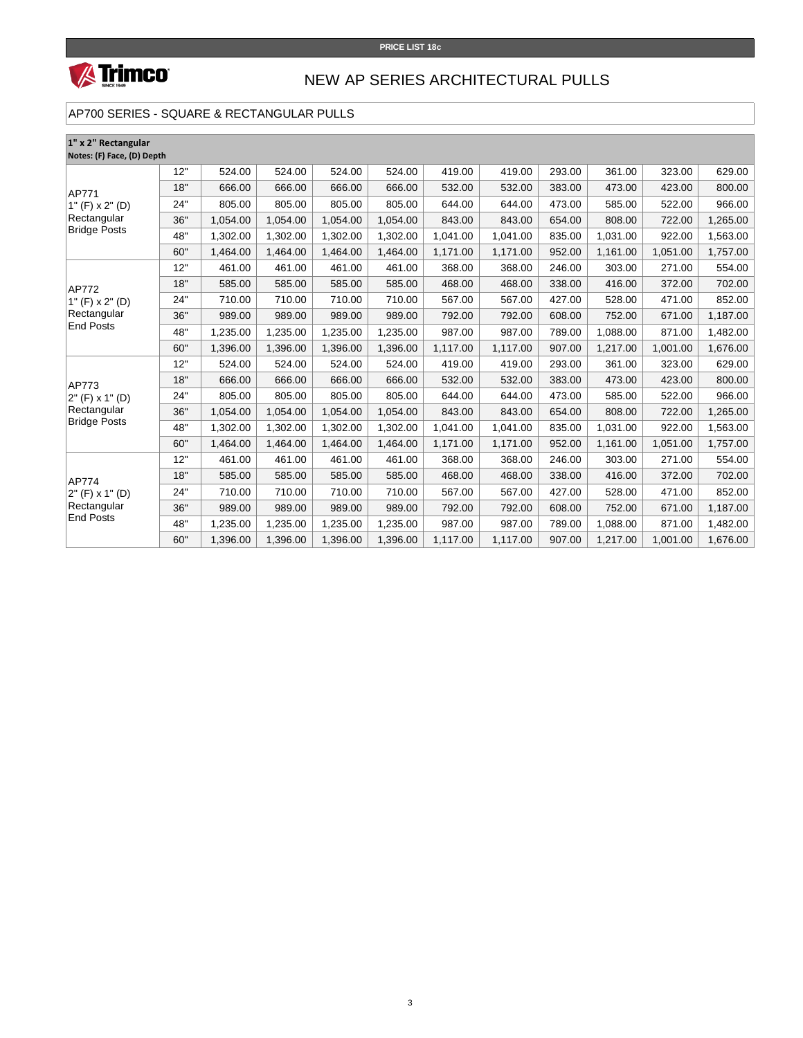PRICE LIST 18c

# NEW AP SERIES ARCHITECTURAL PULLS

## AP700 SERIES - SQUARE & RECTANGULAR PULLS

**1" x 2" Rectangular**
**Notes: (F) Face, (D) Depth**

| | | | | | | | | | | | |
|---|---|---|---|---|---|---|---|---|---|---|---|
| AP771 1" (F) x 2" (D) Rectangular Bridge Posts | 12" | 524.00 | 524.00 | 524.00 | 524.00 | 419.00 | 419.00 | 293.00 | 361.00 | 323.00 | 629.00 |
| | 18" | 666.00 | 666.00 | 666.00 | 666.00 | 532.00 | 532.00 | 383.00 | 473.00 | 423.00 | 800.00 |
| | 24" | 805.00 | 805.00 | 805.00 | 805.00 | 644.00 | 644.00 | 473.00 | 585.00 | 522.00 | 966.00 |
| | 36" | 1,054.00 | 1,054.00 | 1,054.00 | 1,054.00 | 843.00 | 843.00 | 654.00 | 808.00 | 722.00 | 1,265.00 |
| | 48" | 1,302.00 | 1,302.00 | 1,302.00 | 1,302.00 | 1,041.00 | 1,041.00 | 835.00 | 1,031.00 | 922.00 | 1,563.00 |
| | 60" | 1,464.00 | 1,464.00 | 1,464.00 | 1,464.00 | 1,171.00 | 1,171.00 | 952.00 | 1,161.00 | 1,051.00 | 1,757.00 |
| AP772 1" (F) x 2" (D) Rectangular End Posts | 12" | 461.00 | 461.00 | 461.00 | 461.00 | 368.00 | 368.00 | 246.00 | 303.00 | 271.00 | 554.00 |
| | 18" | 585.00 | 585.00 | 585.00 | 585.00 | 468.00 | 468.00 | 338.00 | 416.00 | 372.00 | 702.00 |
| | 24" | 710.00 | 710.00 | 710.00 | 710.00 | 567.00 | 567.00 | 427.00 | 528.00 | 471.00 | 852.00 |
| | 36" | 989.00 | 989.00 | 989.00 | 989.00 | 792.00 | 792.00 | 608.00 | 752.00 | 671.00 | 1,187.00 |
| | 48" | 1,235.00 | 1,235.00 | 1,235.00 | 1,235.00 | 987.00 | 987.00 | 789.00 | 1,088.00 | 871.00 | 1,482.00 |
| | 60" | 1,396.00 | 1,396.00 | 1,396.00 | 1,396.00 | 1,117.00 | 1,117.00 | 907.00 | 1,217.00 | 1,001.00 | 1,676.00 |
| AP773 2" (F) x 1" (D) Rectangular Bridge Posts | 12" | 524.00 | 524.00 | 524.00 | 524.00 | 419.00 | 419.00 | 293.00 | 361.00 | 323.00 | 629.00 |
| | 18" | 666.00 | 666.00 | 666.00 | 666.00 | 532.00 | 532.00 | 383.00 | 473.00 | 423.00 | 800.00 |
| | 24" | 805.00 | 805.00 | 805.00 | 805.00 | 644.00 | 644.00 | 473.00 | 585.00 | 522.00 | 966.00 |
| | 36" | 1,054.00 | 1,054.00 | 1,054.00 | 1,054.00 | 843.00 | 843.00 | 654.00 | 808.00 | 722.00 | 1,265.00 |
| | 48" | 1,302.00 | 1,302.00 | 1,302.00 | 1,302.00 | 1,041.00 | 1,041.00 | 835.00 | 1,031.00 | 922.00 | 1,563.00 |
| | 60" | 1,464.00 | 1,464.00 | 1,464.00 | 1,464.00 | 1,171.00 | 1,171.00 | 952.00 | 1,161.00 | 1,051.00 | 1,757.00 |
| AP774 2" (F) x 1" (D) Rectangular End Posts | 12" | 461.00 | 461.00 | 461.00 | 461.00 | 368.00 | 368.00 | 246.00 | 303.00 | 271.00 | 554.00 |
| | 18" | 585.00 | 585.00 | 585.00 | 585.00 | 468.00 | 468.00 | 338.00 | 416.00 | 372.00 | 702.00 |
| | 24" | 710.00 | 710.00 | 710.00 | 710.00 | 567.00 | 567.00 | 427.00 | 528.00 | 471.00 | 852.00 |
| | 36" | 989.00 | 989.00 | 989.00 | 989.00 | 792.00 | 792.00 | 608.00 | 752.00 | 671.00 | 1,187.00 |
| | 48" | 1,235.00 | 1,235.00 | 1,235.00 | 1,235.00 | 987.00 | 987.00 | 789.00 | 1,088.00 | 871.00 | 1,482.00 |
| | 60" | 1,396.00 | 1,396.00 | 1,396.00 | 1,396.00 | 1,117.00 | 1,117.00 | 907.00 | 1,217.00 | 1,001.00 | 1,676.00 |